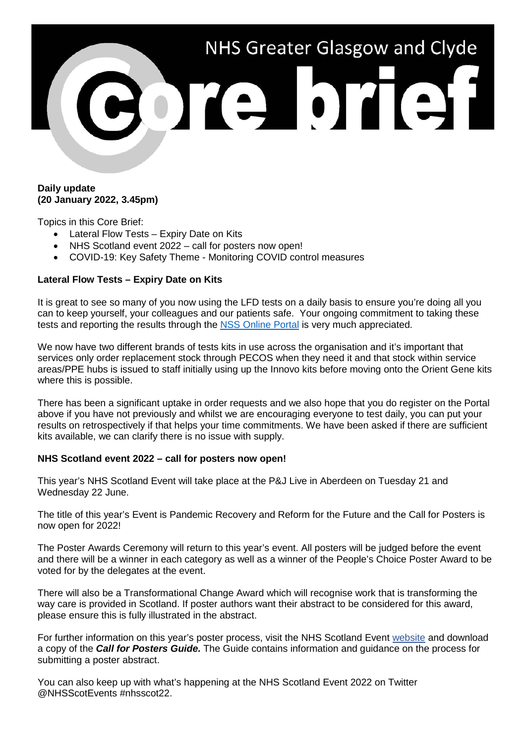# NHS Greater Glasgow and Clyde Core brief

**Daily update**
**(20 January 2022, 3.45pm)**

Topics in this Core Brief:

- Lateral Flow Tests – Expiry Date on Kits
- NHS Scotland event 2022 – call for posters now open!
- COVID-19: Key Safety Theme - Monitoring COVID control measures

## Lateral Flow Tests – Expiry Date on Kits

It is great to see so many of you now using the LFD tests on a daily basis to ensure you're doing all you can to keep yourself, your colleagues and our patients safe. Your ongoing commitment to taking these tests and reporting the results through the NSS Online Portal is very much appreciated.

We now have two different brands of tests kits in use across the organisation and it's important that services only order replacement stock through PECOS when they need it and that stock within service areas/PPE hubs is issued to staff initially using up the Innovo kits before moving onto the Orient Gene kits where this is possible.

There has been a significant uptake in order requests and we also hope that you do register on the Portal above if you have not previously and whilst we are encouraging everyone to test daily, you can put your results on retrospectively if that helps your time commitments. We have been asked if there are sufficient kits available, we can clarify there is no issue with supply.

## NHS Scotland event 2022 – call for posters now open!

This year's NHS Scotland Event will take place at the P&J Live in Aberdeen on Tuesday 21 and Wednesday 22 June.

The title of this year's Event is Pandemic Recovery and Reform for the Future and the Call for Posters is now open for 2022!

The Poster Awards Ceremony will return to this year's event. All posters will be judged before the event and there will be a winner in each category as well as a winner of the People's Choice Poster Award to be voted for by the delegates at the event.

There will also be a Transformational Change Award which will recognise work that is transforming the way care is provided in Scotland. If poster authors want their abstract to be considered for this award, please ensure this is fully illustrated in the abstract.

For further information on this year's poster process, visit the NHS Scotland Event website and download a copy of the ***Call for Posters Guide.*** The Guide contains information and guidance on the process for submitting a poster abstract.

You can also keep up with what's happening at the NHS Scotland Event 2022 on Twitter @NHSScotEvents #nhsscot22.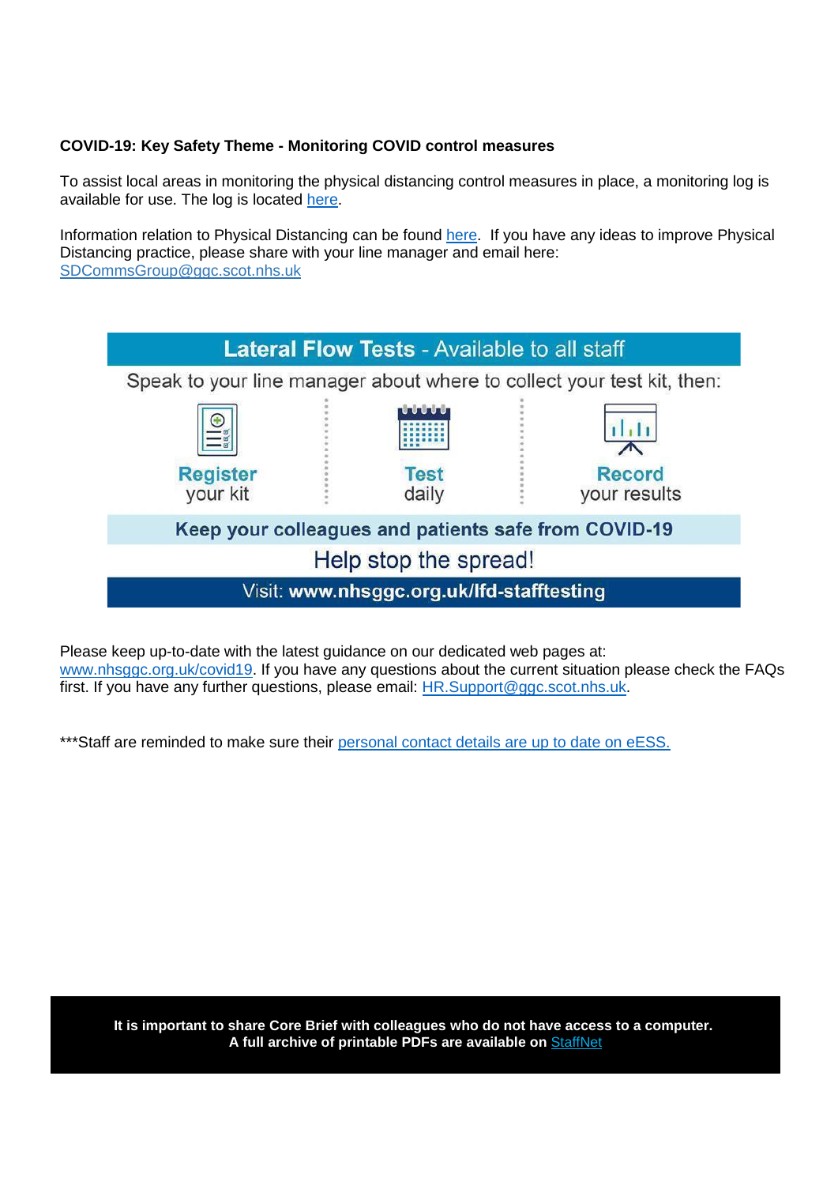**COVID-19: Key Safety Theme - Monitoring COVID control measures**

To assist local areas in monitoring the physical distancing control measures in place, a monitoring log is available for use. The log is located here.

Information relation to Physical Distancing can be found here. If you have any ideas to improve Physical Distancing practice, please share with your line manager and email here: SDCommsGroup@ggc.scot.nhs.uk

**Lateral Flow Tests** - Available to all staff

Speak to your line manager about where to collect your test kit, then:

**Register** your kit

**Test** daily

**Record** your results

**Keep your colleagues and patients safe from COVID-19**

Help stop the spread!

Visit: **www.nhsggc.org.uk/lfd-stafftesting**

Please keep up-to-date with the latest guidance on our dedicated web pages at: www.nhsggc.org.uk/covid19. If you have any questions about the current situation please check the FAQs first. If you have any further questions, please email: HR.Support@ggc.scot.nhs.uk.

***Staff are reminded to make sure their personal contact details are up to date on eESS.

**It is important to share Core Brief with colleagues who do not have access to a computer.**
**A full archive of printable PDFs are available on** StaffNet